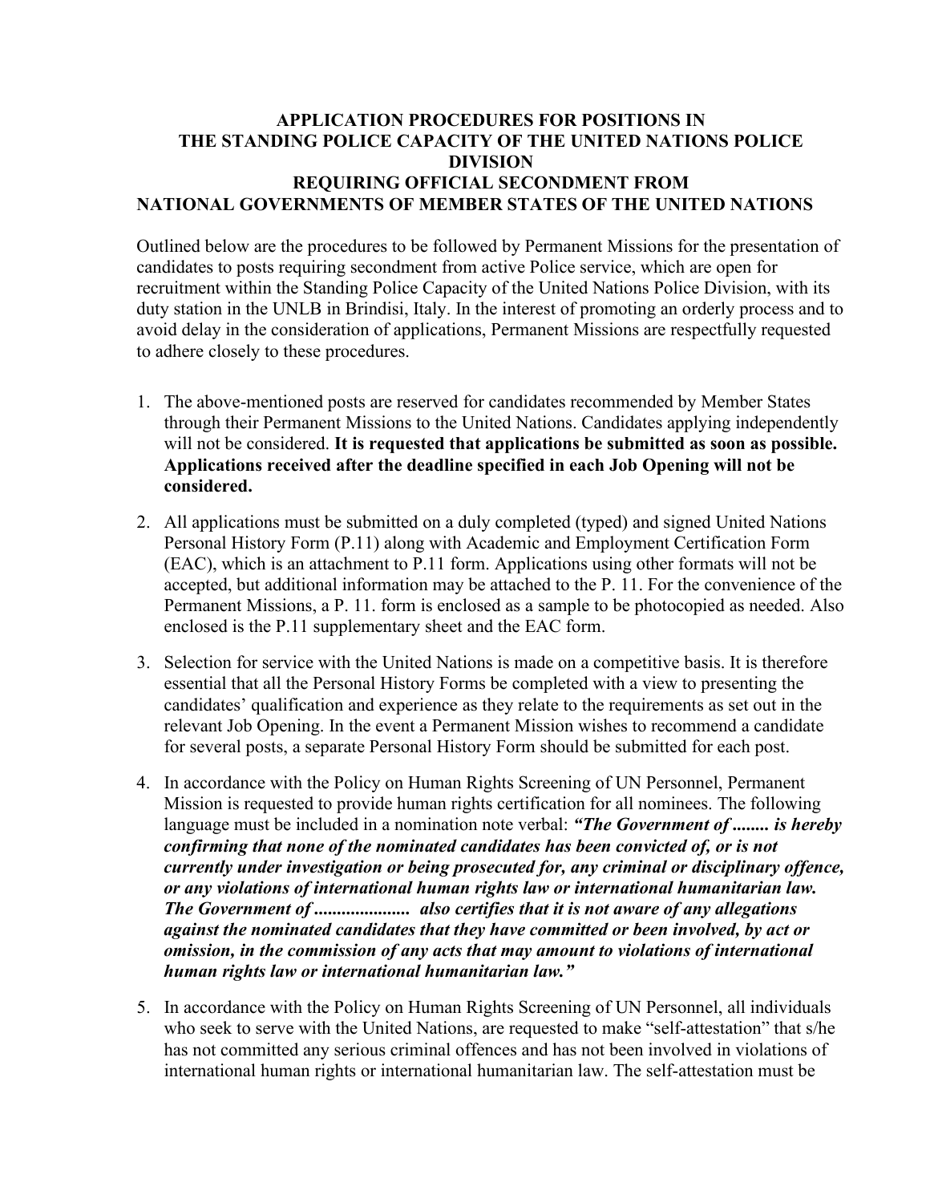# APPLICATION PROCEDURES FOR POSITIONS IN THE STANDING POLICE CAPACITY OF THE UNITED NATIONS POLICE DIVISION REQUIRING OFFICIAL SECONDMENT FROM NATIONAL GOVERNMENTS OF MEMBER STATES OF THE UNITED NATIONS

Outlined below are the procedures to be followed by Permanent Missions for the presentation of candidates to posts requiring secondment from active Police service, which are open for recruitment within the Standing Police Capacity of the United Nations Police Division, with its duty station in the UNLB in Brindisi, Italy. In the interest of promoting an orderly process and to avoid delay in the consideration of applications, Permanent Missions are respectfully requested to adhere closely to these procedures.

1. The above-mentioned posts are reserved for candidates recommended by Member States through their Permanent Missions to the United Nations. Candidates applying independently will not be considered. **It is requested that applications be submitted as soon as possible. Applications received after the deadline specified in each Job Opening will not be considered.**

2. All applications must be submitted on a duly completed (typed) and signed United Nations Personal History Form (P.11) along with Academic and Employment Certification Form (EAC), which is an attachment to P.11 form. Applications using other formats will not be accepted, but additional information may be attached to the P. 11. For the convenience of the Permanent Missions, a P. 11. form is enclosed as a sample to be photocopied as needed. Also enclosed is the P.11 supplementary sheet and the EAC form.

3. Selection for service with the United Nations is made on a competitive basis. It is therefore essential that all the Personal History Forms be completed with a view to presenting the candidates' qualification and experience as they relate to the requirements as set out in the relevant Job Opening. In the event a Permanent Mission wishes to recommend a candidate for several posts, a separate Personal History Form should be submitted for each post.

4. In accordance with the Policy on Human Rights Screening of UN Personnel, Permanent Mission is requested to provide human rights certification for all nominees. The following language must be included in a nomination note verbal: ***"The Government of ........ is hereby confirming that none of the nominated candidates has been convicted of, or is not currently under investigation or being prosecuted for, any criminal or disciplinary offence, or any violations of international human rights law or international humanitarian law. The Government of .................... also certifies that it is not aware of any allegations against the nominated candidates that they have committed or been involved, by act or omission, in the commission of any acts that may amount to violations of international human rights law or international humanitarian law."***

5. In accordance with the Policy on Human Rights Screening of UN Personnel, all individuals who seek to serve with the United Nations, are requested to make "self-attestation" that s/he has not committed any serious criminal offences and has not been involved in violations of international human rights or international humanitarian law. The self-attestation must be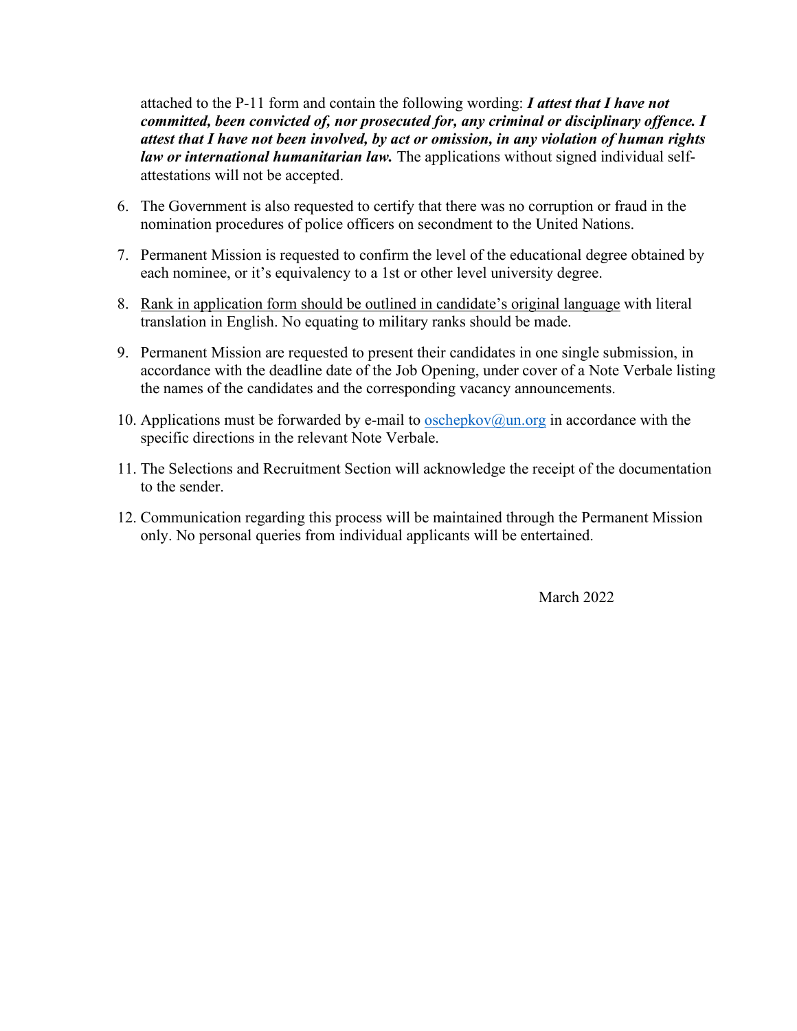attached to the P-11 form and contain the following wording: ***I attest that I have not committed, been convicted of, nor prosecuted for, any criminal or disciplinary offence. I attest that I have not been involved, by act or omission, in any violation of human rights law or international humanitarian law.*** The applications without signed individual self-attestations will not be accepted.

6. The Government is also requested to certify that there was no corruption or fraud in the nomination procedures of police officers on secondment to the United Nations.

7. Permanent Mission is requested to confirm the level of the educational degree obtained by each nominee, or it's equivalency to a 1st or other level university degree.

8. <u>Rank in application form should be outlined in candidate's original language</u> with literal translation in English. No equating to military ranks should be made.

9. Permanent Mission are requested to present their candidates in one single submission, in accordance with the deadline date of the Job Opening, under cover of a Note Verbale listing the names of the candidates and the corresponding vacancy announcements.

10. Applications must be forwarded by e-mail to oschepkov@un.org in accordance with the specific directions in the relevant Note Verbale.

11. The Selections and Recruitment Section will acknowledge the receipt of the documentation to the sender.

12. Communication regarding this process will be maintained through the Permanent Mission only. No personal queries from individual applicants will be entertained.

March 2022